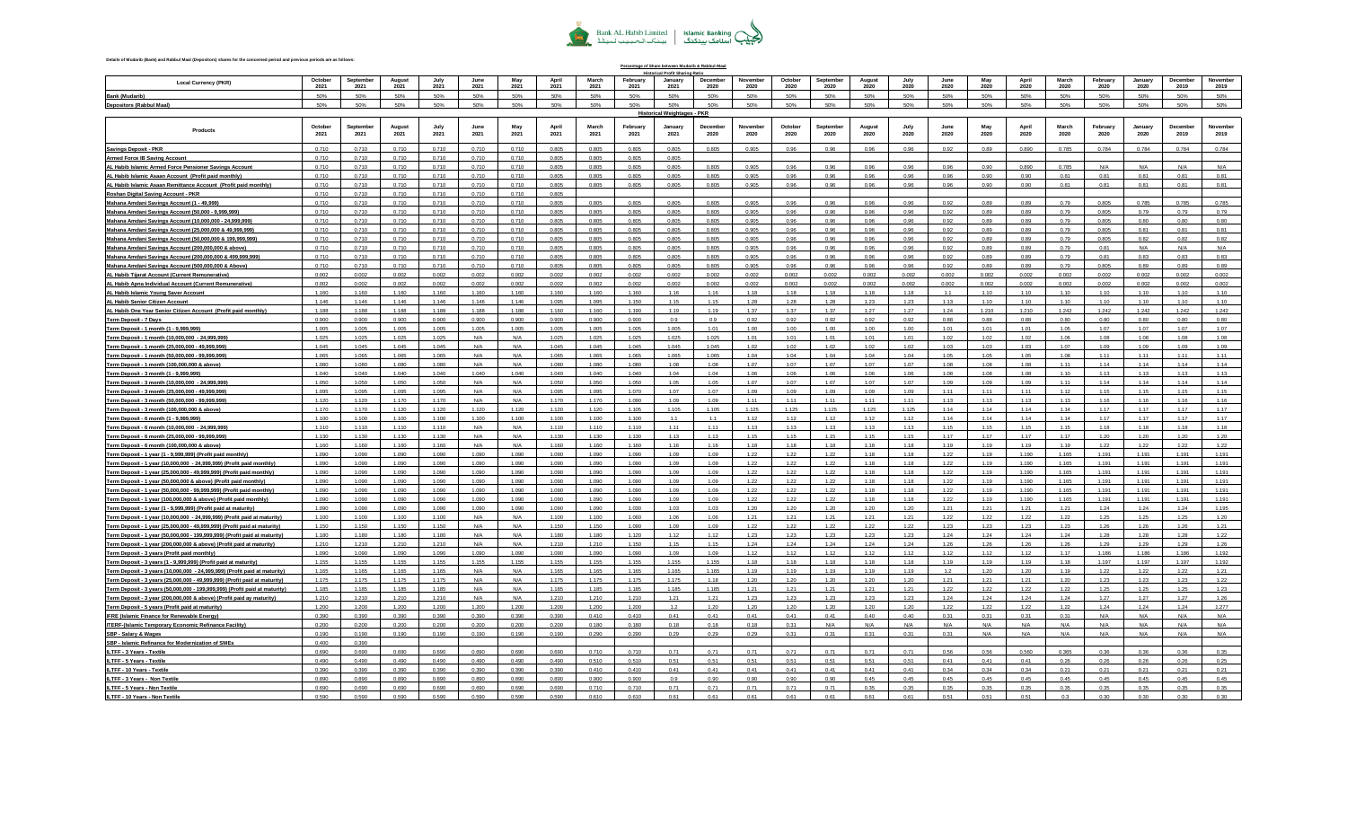Bank AL Habib Limited | Islamic Banking

Details of Mudarib (Bank) and Rabbul Maal (Depositors) shares for the concerned period and previous periods are as follows:

## Percentage of Share between Mudarib & Rabbul-Maal

### Historical Profit Sharing Ratio

| Local Currency (PKR) | October 2021 | September 2021 | August 2021 | July 2021 | June 2021 | May 2021 | April 2021 | March 2021 | February 2021 | January 2021 | December 2020 | November 2020 | October 2020 | September 2020 | August 2020 | July 2020 | June 2020 | May 2020 | April 2020 | March 2020 | February 2020 | January 2020 | December 2019 | November 2019 |
|---|---|---|---|---|---|---|---|---|---|---|---|---|---|---|---|---|---|---|---|---|---|---|---|---|
| **Bank (Mudarib)** | 50% | 50% | 50% | 50% | 50% | 50% | 50% | 50% | 50% | 50% | 50% | 50% | 50% | 50% | 50% | 50% | 50% | 50% | 50% | 50% | 50% | 50% | 50% | 50% |
| **Depositors (Rabbul Maal)** | 50% | 50% | 50% | 50% | 50% | 50% | 50% | 50% | 50% | 50% | 50% | 50% | 50% | 50% | 50% | 50% | 50% | 50% | 50% | 50% | 50% | 50% | 50% | 50% |

### Historical Weightages - PKR

| Products | October 2021 | September 2021 | August 2021 | July 2021 | June 2021 | May 2021 | April 2021 | March 2021 | February 2021 | January 2021 | December 2020 | November 2020 | October 2020 | September 2020 | August 2020 | July 2020 | June 2020 | May 2020 | April 2020 | March 2020 | February 2020 | January 2020 | December 2019 | November 2019 |
|---|---|---|---|---|---|---|---|---|---|---|---|---|---|---|---|---|---|---|---|---|---|---|---|---|
| **Savings Deposit - PKR** | 0.710 | 0.710 | 0.710 | 0.710 | 0.710 | 0.710 | 0.805 | 0.805 | 0.805 | 0.805 | 0.805 | 0.905 | 0.96 | 0.96 | 0.96 | 0.96 | 0.92 | 0.89 | 0.890 | 0.785 | 0.784 | 0.784 | 0.784 | 0.784 |
| **Armed Force IB Saving Account** | 0.710 | 0.710 | 0.710 | 0.710 | 0.710 | 0.710 | 0.805 | 0.805 | 0.805 | 0.805 | | | | | | | | | | | | | | |
| **AL Habib Islamic Armed Force Pensioner Savings Account** | 0.710 | 0.710 | 0.710 | 0.710 | 0.710 | 0.710 | 0.805 | 0.805 | 0.805 | 0.805 | 0.805 | 0.905 | 0.96 | 0.96 | 0.96 | 0.96 | 0.96 | 0.90 | 0.890 | 0.785 | N/A | N/A | N/A | N/A |
| **AL Habib Islamic Asaan Account (Profit paid monthly)** | 0.710 | 0.710 | 0.710 | 0.710 | 0.710 | 0.710 | 0.805 | 0.805 | 0.805 | 0.805 | 0.805 | 0.905 | 0.96 | 0.96 | 0.96 | 0.96 | 0.96 | 0.90 | 0.90 | 0.81 | 0.81 | 0.81 | 0.81 | 0.81 |
| **AL Habib Islamic Asaan Remittance Account (Profit paid monthly)** | 0.710 | 0.710 | 0.710 | 0.710 | 0.710 | 0.710 | 0.805 | 0.805 | 0.805 | 0.805 | 0.805 | 0.905 | 0.96 | 0.96 | 0.96 | 0.96 | 0.96 | 0.90 | 0.90 | 0.81 | 0.81 | 0.81 | 0.81 | 0.81 |
| **Roshan Digital Saving Account - PKR** | 0.710 | 0.710 | 0.710 | 0.710 | 0.710 | 0.710 | 0.805 | | | | | | | | | | | | | | | | | |
| **Mahana Amdani Savings Account (1 - 49,999)** | 0.710 | 0.710 | 0.710 | 0.710 | 0.710 | 0.710 | 0.805 | 0.805 | 0.805 | 0.805 | 0.805 | 0.905 | 0.96 | 0.96 | 0.96 | 0.96 | 0.92 | 0.89 | 0.89 | 0.79 | 0.805 | 0.785 | 0.785 | 0.785 |
| **Mahana Amdani Savings Account (50,000 - 9,999,999)** | 0.710 | 0.710 | 0.710 | 0.710 | 0.710 | 0.710 | 0.805 | 0.805 | 0.805 | 0.805 | 0.805 | 0.905 | 0.96 | 0.96 | 0.96 | 0.96 | 0.92 | 0.89 | 0.89 | 0.79 | 0.805 | 0.79 | 0.79 | 0.79 |
| **Mahana Amdani Savings Account (10,000,000 - 24,999,999)** | 0.710 | 0.710 | 0.710 | 0.710 | 0.710 | 0.710 | 0.805 | 0.805 | 0.805 | 0.805 | 0.805 | 0.905 | 0.96 | 0.96 | 0.96 | 0.96 | 0.92 | 0.89 | 0.89 | 0.79 | 0.805 | 0.80 | 0.80 | 0.80 |
| **Mahana Amdani Savings Account (25,000,000 & 49,999,999)** | 0.710 | 0.710 | 0.710 | 0.710 | 0.710 | 0.710 | 0.805 | 0.805 | 0.805 | 0.805 | 0.805 | 0.905 | 0.96 | 0.96 | 0.96 | 0.96 | 0.92 | 0.89 | 0.89 | 0.79 | 0.805 | 0.81 | 0.81 | 0.81 |
| **Mahana Amdani Savings Account (50,000,000 & 199,999,999)** | 0.710 | 0.710 | 0.710 | 0.710 | 0.710 | 0.710 | 0.805 | 0.805 | 0.805 | 0.805 | 0.805 | 0.905 | 0.96 | 0.96 | 0.96 | 0.96 | 0.92 | 0.89 | 0.89 | 0.79 | 0.805 | 0.82 | 0.82 | 0.82 |
| **Mahana Amdani Savings Account (200,000,000 & above)** | 0.710 | 0.710 | 0.710 | 0.710 | 0.710 | 0.710 | 0.805 | 0.805 | 0.805 | 0.805 | 0.805 | 0.905 | 0.96 | 0.96 | 0.96 | 0.96 | 0.92 | 0.89 | 0.89 | 0.79 | 0.81 | N/A | N/A | N/A |
| **Mahana Amdani Savings Account (200,000,000 & 499,999,999)** | 0.710 | 0.710 | 0.710 | 0.710 | 0.710 | 0.710 | 0.805 | 0.805 | 0.805 | 0.805 | 0.805 | 0.905 | 0.96 | 0.96 | 0.96 | 0.96 | 0.92 | 0.89 | 0.89 | 0.79 | 0.81 | 0.83 | 0.83 | 0.83 |
| **Mahana Amdani Savings Account (500,000,000 & Above)** | 0.710 | 0.710 | 0.710 | 0.710 | 0.710 | 0.710 | 0.805 | 0.805 | 0.805 | 0.805 | 0.805 | 0.905 | 0.96 | 0.96 | 0.96 | 0.96 | 0.92 | 0.89 | 0.89 | 0.79 | 0.805 | 0.89 | 0.89 | 0.89 |
| **AL Habib Tijarat Account (Current Remunerative)** | 0.002 | 0.002 | 0.002 | 0.002 | 0.002 | 0.002 | 0.002 | 0.002 | 0.002 | 0.002 | 0.002 | 0.002 | 0.002 | 0.002 | 0.002 | 0.002 | 0.002 | 0.002 | 0.002 | 0.002 | 0.002 | 0.002 | 0.002 | 0.002 |
| **AL Habib Apna Individual Account (Current Remunerative)** | 0.002 | 0.002 | 0.002 | 0.002 | 0.002 | 0.002 | 0.002 | 0.002 | 0.002 | 0.002 | 0.002 | 0.002 | 0.002 | 0.002 | 0.002 | 0.002 | 0.002 | 0.002 | 0.002 | 0.002 | 0.002 | 0.002 | 0.002 | 0.002 |
| **AL Habib Islamic Young Saver Account** | 1.160 | 1.160 | 1.160 | 1.160 | 1.160 | 1.160 | 1.160 | 1.160 | 1.160 | 1.16 | 1.16 | 1.18 | 1.18 | 1.18 | 1.18 | 1.18 | 1.1 | 1.10 | 1.10 | 1.10 | 1.10 | 1.10 | 1.10 | 1.10 |
| **AL Habib Senior Citizen Account** | 1.146 | 1.146 | 1.146 | 1.146 | 1.146 | 1.146 | 1.095 | 1.095 | 1.150 | 1.15 | 1.15 | 1.28 | 1.28 | 1.28 | 1.23 | 1.23 | 1.13 | 1.10 | 1.10 | 1.10 | 1.10 | 1.10 | 1.10 | 1.10 |
| **AL Habib One Year Senior Citizen Account (Profit paid monthly)** | 1.188 | 1.188 | 1.188 | 1.188 | 1.188 | 1.188 | 1.160 | 1.160 | 1.190 | 1.19 | 1.19 | 1.37 | 1.37 | 1.37 | 1.27 | 1.27 | 1.24 | 1.210 | 1.210 | 1.242 | 1.242 | 1.242 | 1.242 | 1.242 |
| **Term Deposit - 7 Days** | 0.900 | 0.900 | 0.900 | 0.900 | 0.900 | 0.900 | 0.900 | 0.900 | 0.900 | 0.9 | 0.9 | 0.92 | 0.92 | 0.92 | 0.92 | 0.92 | 0.88 | 0.88 | 0.88 | 0.80 | 0.80 | 0.80 | 0.80 | 0.80 |
| **Term Deposit - 1 month (1 - 9,999,999)** | 1.005 | 1.005 | 1.005 | 1.005 | 1.005 | 1.005 | 1.005 | 1.005 | 1.005 | 1.005 | 1.01 | 1.00 | 1.00 | 1.00 | 1.00 | 1.00 | 1.01 | 1.01 | 1.01 | 1.05 | 1.07 | 1.07 | 1.07 | 1.07 |
| **Term Deposit - 1 month (10,000,000 - 24,999,999)** | 1.025 | 1.025 | 1.025 | 1.025 | N/A | N/A | 1.025 | 1.025 | 1.025 | 1.025 | 1.025 | 1.01 | 1.01 | 1.01 | 1.01 | 1.01 | 1.01 | 1.02 | 1.02 | 1.06 | 1.08 | 1.08 | 1.08 | 1.08 |
| **Term Deposit - 1 month (25,000,000 - 49,999,999)** | 1.045 | 1.045 | 1.045 | 1.045 | N/A | N/A | 1.045 | 1.045 | 1.045 | 1.045 | 1.045 | 1.02 | 1.02 | 1.02 | 1.02 | 1.02 | 1.03 | 1.03 | 1.03 | 1.07 | 1.09 | 1.09 | 1.09 | 1.09 |
| **Term Deposit - 1 month (50,000,000 - 99,999,999)** | 1.065 | 1.065 | 1.065 | 1.065 | N/A | N/A | 1.065 | 1.065 | 1.065 | 1.065 | 1.065 | 1.04 | 1.04 | 1.04 | 1.04 | 1.04 | 1.05 | 1.05 | 1.05 | 1.08 | 1.11 | 1.11 | 1.11 | 1.11 |
| **Term Deposit - 1 month (100,000,000 & above)** | 1.080 | 1.080 | 1.080 | 1.080 | N/A | N/A | 1.080 | 1.080 | 1.080 | 1.08 | 1.08 | 1.07 | 1.07 | 1.07 | 1.07 | 1.07 | 1.08 | 1.08 | 1.08 | 1.11 | 1.14 | 1.14 | 1.14 | 1.14 |
| **Term Deposit - 3 month (1 - 9,999,999)** | 1.040 | 1.040 | 1.040 | 1.040 | 1.040 | 1.040 | 1.040 | 1.040 | 1.040 | 1.04 | 1.04 | 1.06 | 1.06 | 1.06 | 1.06 | 1.06 | 1.08 | 1.08 | 1.08 | 1.10 | 1.13 | 1.13 | 1.13 | 1.13 |
| **Term Deposit - 3 month (10,000,000 - 24,999,999)** | 1.050 | 1.050 | 1.050 | 1.050 | N/A | N/A | 1.050 | 1.050 | 1.050 | 1.05 | 1.05 | 1.07 | 1.07 | 1.07 | 1.07 | 1.07 | 1.09 | 1.09 | 1.09 | 1.11 | 1.14 | 1.14 | 1.14 | 1.14 |
| **Term Deposit - 3 month (25,000,000 - 49,999,999)** | 1.095 | 1.095 | 1.095 | 1.095 | N/A | N/A | 1.095 | 1.095 | 1.070 | 1.07 | 1.07 | 1.09 | 1.09 | 1.09 | 1.09 | 1.09 | 1.11 | 1.11 | 1.11 | 1.12 | 1.15 | 1.15 | 1.15 | 1.15 |
| **Term Deposit - 3 month (50,000,000 - 99,999,999)** | 1.120 | 1.120 | 1.170 | 1.170 | N/A | N/A | 1.170 | 1.170 | 1.090 | 1.09 | 1.09 | 1.11 | 1.11 | 1.11 | 1.11 | 1.11 | 1.13 | 1.13 | 1.13 | 1.13 | 1.16 | 1.16 | 1.16 | 1.16 |
| **Term Deposit - 3 month (100,000,000 & above)** | 1.170 | 1.170 | 1.120 | 1.120 | 1.120 | 1.120 | 1.120 | 1.120 | 1.105 | 1.105 | 1.105 | 1.125 | 1.125 | 1.125 | 1.125 | 1.125 | 1.14 | 1.14 | 1.14 | 1.14 | 1.17 | 1.17 | 1.17 | 1.17 |
| **Term Deposit - 6 month (1 - 9,999,999)** | 1.100 | 1.100 | 1.100 | 1.100 | 1.100 | 1.100 | 1.100 | 1.100 | 1.100 | 1.1 | 1.1 | 1.12 | 1.12 | 1.12 | 1.12 | 1.12 | 1.14 | 1.14 | 1.14 | 1.14 | 1.17 | 1.17 | 1.17 | 1.17 |
| **Term Deposit - 6 month (10,000,000 - 24,999,999)** | 1.110 | 1.110 | 1.110 | 1.110 | N/A | N/A | 1.110 | 1.110 | 1.110 | 1.11 | 1.11 | 1.13 | 1.13 | 1.13 | 1.13 | 1.13 | 1.15 | 1.15 | 1.15 | 1.15 | 1.18 | 1.18 | 1.18 | 1.18 |
| **Term Deposit - 6 month (25,000,000 - 99,999,999)** | 1.130 | 1.130 | 1.130 | 1.130 | N/A | N/A | 1.130 | 1.130 | 1.130 | 1.13 | 1.13 | 1.15 | 1.15 | 1.15 | 1.15 | 1.15 | 1.17 | 1.17 | 1.17 | 1.17 | 1.20 | 1.20 | 1.20 | 1.20 |
| **Term Deposit - 6 month (100,000,000 & above)** | 1.160 | 1.160 | 1.160 | 1.160 | N/A | N/A | 1.160 | 1.160 | 1.160 | 1.16 | 1.16 | 1.18 | 1.18 | 1.18 | 1.18 | 1.18 | 1.19 | 1.19 | 1.19 | 1.19 | 1.22 | 1.22 | 1.22 | 1.22 |
| **Term Deposit - 1 year (1 - 9,999,999) (Profit paid monthly)** | 1.090 | 1.090 | 1.090 | 1.090 | 1.090 | 1.090 | 1.090 | 1.090 | 1.090 | 1.09 | 1.09 | 1.22 | 1.22 | 1.22 | 1.18 | 1.18 | 1.22 | 1.19 | 1.190 | 1.165 | 1.191 | 1.191 | 1.191 | 1.191 |
| **Term Deposit - 1 year (10,000,000 - 24,999,999) (Profit paid monthly)** | 1.090 | 1.090 | 1.090 | 1.090 | 1.090 | 1.090 | 1.090 | 1.090 | 1.090 | 1.09 | 1.09 | 1.22 | 1.22 | 1.22 | 1.18 | 1.18 | 1.22 | 1.19 | 1.190 | 1.165 | 1.191 | 1.191 | 1.191 | 1.191 |
| **Term Deposit - 1 year (25,000,000 - 49,999,999) (Profit paid monthly)** | 1.090 | 1.090 | 1.090 | 1.090 | 1.090 | 1.090 | 1.090 | 1.090 | 1.090 | 1.09 | 1.09 | 1.22 | 1.22 | 1.22 | 1.18 | 1.18 | 1.22 | 1.19 | 1.190 | 1.165 | 1.191 | 1.191 | 1.191 | 1.191 |
| **Term Deposit - 1 year (50,000,000 & above) (Profit paid monthly)** | 1.090 | 1.090 | 1.090 | 1.090 | 1.090 | 1.090 | 1.090 | 1.090 | 1.090 | 1.09 | 1.09 | 1.22 | 1.22 | 1.22 | 1.18 | 1.18 | 1.22 | 1.19 | 1.190 | 1.165 | 1.191 | 1.191 | 1.191 | 1.191 |
| **Term Deposit - 1 year (50,000,000 - 99,999,999) (Profit paid monthly)** | 1.090 | 1.090 | 1.090 | 1.090 | 1.090 | 1.090 | 1.090 | 1.090 | 1.090 | 1.09 | 1.09 | 1.22 | 1.22 | 1.22 | 1.18 | 1.18 | 1.22 | 1.19 | 1.190 | 1.165 | 1.191 | 1.191 | 1.191 | 1.191 |
| **Term Deposit - 1 year (100,000,000 & above) (Profit paid monthly)** | 1.090 | 1.090 | 1.090 | 1.090 | 1.090 | 1.090 | 1.090 | 1.090 | 1.090 | 1.09 | 1.09 | 1.22 | 1.22 | 1.22 | 1.18 | 1.18 | 1.22 | 1.19 | 1.190 | 1.165 | 1.191 | 1.191 | 1.191 | 1.191 |
| **Term Deposit - 1 year (1 - 9,999,999) (Profit paid at maturity)** | 1.090 | 1.090 | 1.090 | 1.090 | 1.090 | 1.090 | 1.090 | 1.090 | 1.030 | 1.03 | 1.03 | 1.20 | 1.20 | 1.20 | 1.20 | 1.20 | 1.21 | 1.21 | 1.21 | 1.21 | 1.24 | 1.24 | 1.24 | 1.195 |
| **Term Deposit - 1 year (10,000,000 - 24,999,999) (Profit paid at maturity)** | 1.100 | 1.100 | 1.100 | 1.100 | N/A | N/A | 1.100 | 1.100 | 1.060 | 1.06 | 1.06 | 1.21 | 1.21 | 1.21 | 1.21 | 1.21 | 1.22 | 1.22 | 1.22 | 1.22 | 1.25 | 1.25 | 1.25 | 1.20 |
| **Term Deposit - 1 year (25,000,000 - 49,999,999) (Profit paid at maturity)** | 1.150 | 1.150 | 1.150 | 1.150 | N/A | N/A | 1.150 | 1.150 | 1.090 | 1.09 | 1.09 | 1.22 | 1.22 | 1.22 | 1.22 | 1.22 | 1.23 | 1.23 | 1.23 | 1.23 | 1.26 | 1.26 | 1.26 | 1.21 |
| **Term Deposit - 1 year (50,000,000 - 199,999,999) (Profit paid at maturity)** | 1.180 | 1.180 | 1.180 | 1.180 | N/A | N/A | 1.180 | 1.180 | 1.120 | 1.12 | 1.12 | 1.23 | 1.23 | 1.23 | 1.23 | 1.23 | 1.24 | 1.24 | 1.24 | 1.24 | 1.28 | 1.28 | 1.28 | 1.22 |
| **Term Deposit - 1 year (200,000,000 & above) (Profit paid at maturity)** | 1.210 | 1.210 | 1.210 | 1.210 | N/A | N/A | 1.210 | 1.210 | 1.150 | 1.15 | 1.15 | 1.24 | 1.24 | 1.24 | 1.24 | 1.24 | 1.26 | 1.26 | 1.26 | 1.26 | 1.29 | 1.29 | 1.29 | 1.26 |
| **Term Deposit - 3 years (Profit paid monthly)** | 1.090 | 1.090 | 1.090 | 1.090 | 1.090 | 1.090 | 1.090 | 1.090 | 1.090 | 1.09 | 1.09 | 1.12 | 1.12 | 1.12 | 1.12 | 1.12 | 1.12 | 1.12 | 1.12 | 1.17 | 1.186 | 1.186 | 1.186 | 1.192 |
| **Term Deposit - 3 years (1 - 9,999,999) (Profit paid at maturity)** | 1.155 | 1.155 | 1.155 | 1.155 | 1.155 | 1.155 | 1.155 | 1.155 | 1.155 | 1.155 | 1.155 | 1.18 | 1.18 | 1.18 | 1.18 | 1.18 | 1.19 | 1.19 | 1.19 | 1.18 | 1.197 | 1.197 | 1.197 | 1.192 |
| **Term Deposit - 3 years (10,000,000 - 24,999,999) (Profit paid at maturity)** | 1.165 | 1.165 | 1.165 | 1.165 | N/A | N/A | 1.165 | 1.165 | 1.165 | 1.165 | 1.165 | 1.19 | 1.19 | 1.19 | 1.19 | 1.19 | 1.2 | 1.20 | 1.20 | 1.19 | 1.22 | 1.22 | 1.22 | 1.21 |
| **Term Deposit - 3 years (25,000,000 - 49,999,999) (Profit paid at maturity)** | 1.175 | 1.175 | 1.175 | 1.175 | N/A | N/A | 1.175 | 1.175 | 1.175 | 1.175 | 1.18 | 1.20 | 1.20 | 1.20 | 1.20 | 1.20 | 1.21 | 1.21 | 1.21 | 1.20 | 1.23 | 1.23 | 1.23 | 1.22 |
| **Term Deposit - 3 years (50,000,000 - 199,999,999) (Profit paid at maturity)** | 1.185 | 1.185 | 1.185 | 1.185 | N/A | N/A | 1.185 | 1.185 | 1.185 | 1.185 | 1.185 | 1.21 | 1.21 | 1.21 | 1.21 | 1.21 | 1.22 | 1.22 | 1.22 | 1.22 | 1.25 | 1.25 | 1.25 | 1.23 |
| **Term Deposit - 3 year (200,000,000 & above) (Profit paid ay maturity)** | 1.210 | 1.210 | 1.210 | 1.210 | N/A | N/A | 1.210 | 1.210 | 1.210 | 1.21 | 1.21 | 1.23 | 1.23 | 1.23 | 1.23 | 1.23 | 1.24 | 1.24 | 1.24 | 1.24 | 1.27 | 1.27 | 1.27 | 1.26 |
| **Term Deposit - 5 years (Profit paid at maturity)** | 1.200 | 1.200 | 1.200 | 1.200 | 1.200 | 1.200 | 1.200 | 1.200 | 1.200 | 1.2 | 1.20 | 1.20 | 1.20 | 1.20 | 1.20 | 1.20 | 1.20 | 1.22 | 1.22 | 1.22 | 1.24 | 1.24 | 1.24 | 1.277 |
| **IFRE (Islamic Finance for Renewable Energy)** | 0.390 | 0.390 | 0.390 | 0.390 | 0.390 | 0.390 | 0.390 | 0.410 | 0.410 | 0.41 | 0.41 | 0.41 | 0.41 | 0.41 | 0.40 | 0.40 | 0.31 | 0.31 | 0.31 | 0.31 | N/A | N/A | N/A | N/A |
| **ITERF-(Islamic Temporary Economic Refinance Facility)** | 0.200 | 0.200 | 0.200 | 0.200 | 0.200 | 0.200 | 0.200 | 0.180 | 0.180 | 0.18 | 0.18 | 0.31 | N/A | N/A | N/A | N/A | N/A | N/A | N/A | N/A | N/A | N/A | N/A | N/A |
| **SBP - Salary & Wages** | 0.190 | 0.190 | 0.190 | 0.190 | 0.190 | 0.190 | 0.190 | 0.290 | 0.290 | 0.29 | 0.29 | 0.29 | 0.31 | 0.31 | 0.31 | 0.31 | N/A | N/A | N/A | N/A | N/A | N/A | N/A | N/A |
| **SBP - Islamic Refinance for Modernization of SMEs** | 0.400 | 0.390 | | | | | | | | | | | | | | | | | | | | | | |
| **ILTFF - 3 Years - Textile** | 0.690 | 0.690 | 0.690 | 0.690 | 0.690 | 0.690 | 0.690 | 0.710 | 0.710 | 0.71 | 0.71 | 0.71 | 0.71 | 0.71 | 0.71 | 0.71 | 0.56 | 0.56 | 0.560 | 0.365 | 0.36 | 0.36 | 0.36 | 0.35 |
| **ILTFF - 5 Years - Textile** | 0.490 | 0.490 | 0.490 | 0.490 | 0.490 | 0.490 | 0.490 | 0.510 | 0.510 | 0.51 | 0.51 | 0.51 | 0.51 | 0.51 | 0.51 | 0.51 | 0.41 | 0.41 | 0.41 | 0.26 | 0.26 | 0.26 | 0.26 | 0.25 |
| **ILTFF - 10 Years - Textile** | 0.390 | 0.390 | 0.390 | 0.390 | 0.390 | 0.390 | 0.390 | 0.410 | 0.410 | 0.41 | 0.41 | 0.41 | 0.41 | 0.41 | 0.41 | 0.41 | 0.34 | 0.34 | 0.34 | 0.21 | 0.21 | 0.21 | 0.21 | 0.21 |
| **ILTFF - 3 Years - Non Textile** | 0.890 | 0.890 | 0.890 | 0.890 | 0.890 | 0.890 | 0.890 | 0.900 | 0.900 | 0.9 | 0.90 | 0.90 | 0.90 | 0.90 | 0.45 | 0.45 | 0.45 | 0.45 | 0.45 | 0.45 | 0.45 | 0.45 | 0.45 | 0.45 |
| **ILTFF - 5 Years - Non Textile** | 0.690 | 0.690 | 0.690 | 0.690 | 0.690 | 0.690 | 0.690 | 0.710 | 0.710 | 0.71 | 0.71 | 0.71 | 0.71 | 0.71 | 0.35 | 0.35 | 0.35 | 0.35 | 0.35 | 0.35 | 0.35 | 0.35 | 0.35 | 0.35 |
| **ILTFF - 10 Years - Non Textile** | 0.590 | 0.590 | 0.590 | 0.590 | 0.590 | 0.590 | 0.590 | 0.610 | 0.610 | 0.61 | 0.61 | 0.61 | 0.61 | 0.61 | 0.51 | 0.51 | 0.51 | 0.51 | 0.51 | 0.3 | 0.30 | 0.30 | 0.30 | 0.30 |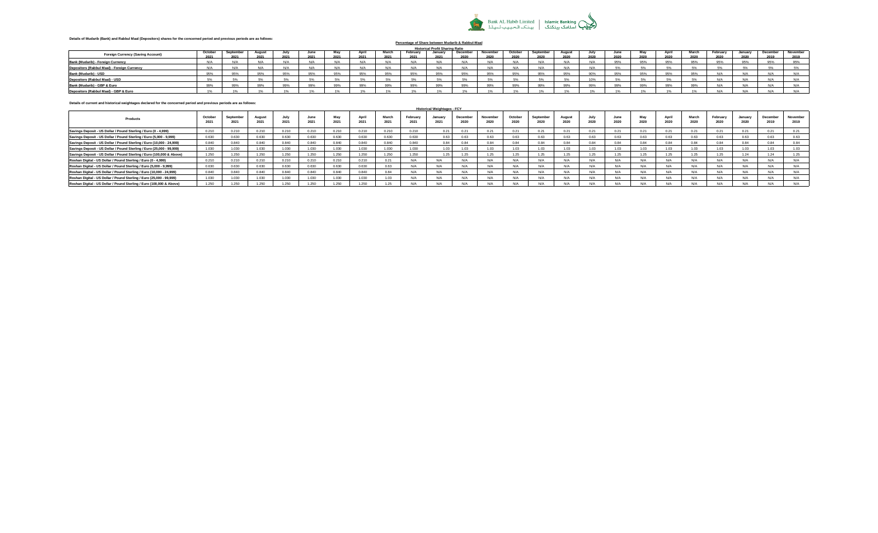Bank AL Habib Limited | Islamic Banking

Details of Mudarib (Bank) and Rabbul Maal (Depositors) shares for the concerned period and previous periods are as follows:

**Percentage of Share between Mudarib & Rabbul-Maal**

| Foreign Currency (Saving Account) | Historical Profit Sharing Ratio | | | | | | | | | | | | | | | | | | | | | | | | |
|---|---|---|---|---|---|---|---|---|---|---|---|---|---|---|---|---|---|---|---|---|---|---|---|---|---|
| | October 2021 | September 2021 | August 2021 | July 2021 | June 2021 | May 2021 | April 2021 | March 2021 | February 2021 | January 2021 | December 2020 | November 2020 | October 2020 | September 2020 | August 2020 | July 2020 | June 2020 | May 2020 | April 2020 | March 2020 | February 2020 | January 2020 | December 2019 | November 2019 |
| Bank (Mudarib) - Foreign Currency | N/A | N/A | N/A | N/A | N/A | N/A | N/A | N/A | N/A | N/A | N/A | N/A | N/A | N/A | N/A | N/A | 95% | 95% | 95% | 95% | 95% | 95% | 95% | 95% |
| Depositors (Rabbul Maal) - Foreign Currency | N/A | N/A | N/A | N/A | N/A | N/A | N/A | N/A | N/A | N/A | N/A | N/A | N/A | N/A | N/A | N/A | 5% | 5% | 5% | 5% | 5% | 5% | 5% | 5% |
| Bank (Mudarib) - USD | 95% | 95% | 95% | 95% | 95% | 95% | 95% | 95% | 95% | 95% | 95% | 95% | 95% | 95% | 95% | 90% | 95% | 95% | 95% | 95% | N/A | N/A | N/A | N/A |
| Depositors (Rabbul Maal) - USD | 5% | 5% | 5% | 5% | 5% | 5% | 5% | 5% | 5% | 5% | 5% | 5% | 5% | 5% | 5% | 10% | 5% | 5% | 5% | 5% | N/A | N/A | N/A | N/A |
| Bank (Mudarib) - GBP & Euro | 99% | 99% | 99% | 99% | 99% | 99% | 99% | 99% | 99% | 99% | 99% | 99% | 99% | 99% | 99% | 99% | 99% | 99% | 99% | 99% | N/A | N/A | N/A | N/A |
| Depositors (Rabbul Maal) - GBP & Euro | 1% | 1% | 1% | 1% | 1% | 1% | 1% | 1% | 1% | 1% | 1% | 1% | 1% | 1% | 1% | 1% | 1% | 1% | 1% | 1% | N/A | N/A | N/A | N/A |

Details of current and historical weightages declared for the concerned period and previous periods are as follows:

| Products | Historical Weightages - FCY | | | | | | | | | | | | | | | | | | | | | | | |
|---|---|---|---|---|---|---|---|---|---|---|---|---|---|---|---|---|---|---|---|---|---|---|---|---|
| | October 2021 | September 2021 | August 2021 | July 2021 | June 2021 | May 2021 | April 2021 | March 2021 | February 2021 | January 2021 | December 2020 | November 2020 | October 2020 | September 2020 | August 2020 | July 2020 | June 2020 | May 2020 | April 2020 | March 2020 | February 2020 | January 2020 | December 2019 | November 2019 |
| Savings Deposit - US Dollar / Pound Sterling / Euro (0 - 4,999) | 0.210 | 0.210 | 0.210 | 0.210 | 0.210 | 0.210 | 0.210 | 0.210 | 0.210 | 0.21 | 0.21 | 0.21 | 0.21 | 0.21 | 0.21 | 0.21 | 0.21 | 0.21 | 0.21 | 0.21 | 0.21 | 0.21 | 0.21 | 0.21 |
| Savings Deposit - US Dollar / Pound Sterling / Euro (5,000 - 9,999) | 0.630 | 0.630 | 0.630 | 0.630 | 0.630 | 0.630 | 0.630 | 0.630 | 0.630 | 0.63 | 0.63 | 0.63 | 0.63 | 0.63 | 0.63 | 0.63 | 0.63 | 0.63 | 0.63 | 0.63 | 0.63 | 0.63 | 0.63 | 0.63 |
| Savings Deposit - US Dollar / Pound Sterling / Euro (10,000 - 24,999) | 0.840 | 0.840 | 0.840 | 0.840 | 0.840 | 0.840 | 0.840 | 0.840 | 0.840 | 0.84 | 0.84 | 0.84 | 0.84 | 0.84 | 0.84 | 0.84 | 0.84 | 0.84 | 0.84 | 0.84 | 0.84 | 0.84 | 0.84 | 0.84 |
| Savings Deposit - US Dollar / Pound Sterling / Euro (25,000 - 99,999) | 1.030 | 1.030 | 1.030 | 1.030 | 1.030 | 1.030 | 1.030 | 1.030 | 1.030 | 1.03 | 1.03 | 1.03 | 1.03 | 1.03 | 1.03 | 1.03 | 1.03 | 1.03 | 1.03 | 1.03 | 1.03 | 1.03 | 1.03 | 1.03 |
| Savings Deposit - US Dollar / Pound Sterling / Euro (100,000 & Above) | 1.250 | 1.250 | 1.250 | 1.250 | 1.250 | 1.250 | 1.250 | 1.250 | 1.250 | 1.25 | 1.25 | 1.25 | 1.25 | 1.25 | 1.25 | 1.25 | 1.25 | 1.25 | 1.25 | 1.25 | 1.25 | 1.24 | 1.24 | 1.25 |
| Roshan Digital - US Dollar / Pound Sterling / Euro (0 - 4,999) | 0.210 | 0.210 | 0.210 | 0.210 | 0.210 | 0.210 | 0.210 | 0.21 | N/A | N/A | N/A | N/A | N/A | N/A | N/A | N/A | N/A | N/A | N/A | N/A | N/A | N/A | N/A | N/A |
| Roshan Digital - US Dollar / Pound Sterling / Euro (5,000 - 9,999) | 0.630 | 0.630 | 0.630 | 0.630 | 0.630 | 0.630 | 0.630 | 0.63 | N/A | N/A | N/A | N/A | N/A | N/A | N/A | N/A | N/A | N/A | N/A | N/A | N/A | N/A | N/A | N/A |
| Roshan Digital - US Dollar / Pound Sterling / Euro (10,000 - 24,999) | 0.840 | 0.840 | 0.840 | 0.840 | 0.840 | 0.840 | 0.840 | 0.84 | N/A | N/A | N/A | N/A | N/A | N/A | N/A | N/A | N/A | N/A | N/A | N/A | N/A | N/A | N/A | N/A |
| Roshan Digital - US Dollar / Pound Sterling / Euro (25,000 - 99,999) | 1.030 | 1.030 | 1.030 | 1.030 | 1.030 | 1.030 | 1.030 | 1.03 | N/A | N/A | N/A | N/A | N/A | N/A | N/A | N/A | N/A | N/A | N/A | N/A | N/A | N/A | N/A | N/A |
| Roshan Digital - US Dollar / Pound Sterling / Euro (100,000 & Above) | 1.250 | 1.250 | 1.250 | 1.250 | 1.250 | 1.250 | 1.250 | 1.25 | N/A | N/A | N/A | N/A | N/A | N/A | N/A | N/A | N/A | N/A | N/A | N/A | N/A | N/A | N/A | N/A |